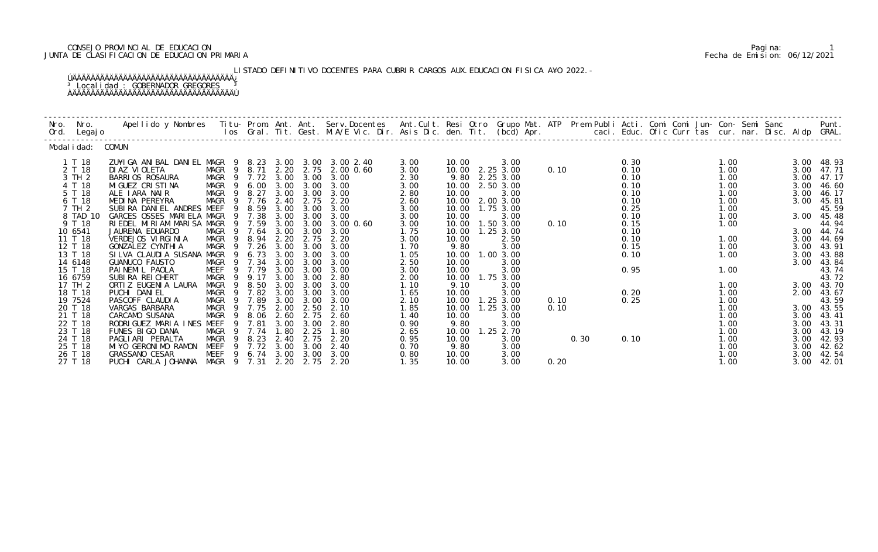CONSEJO PROVINCIAL DE EDUCACION
JUNTA DE CLASIFICACION DE EDUCACION PRIMARIA

Fecha de Emision: 06/12/2021

LISTADO DEFINITIVO DOCENTES PARA CUBRIR CARGOS AUX.EDUCACION FISICA A¥O 2022.-

Localidad : GOBERNADOR GREGORES

| Nro. Ord. | Nro. Legajo | Apellido y Nombres | Titu- los | Prom. Gral. | Ant. Tit. | Ant. Gest. | Serv.Docentes M.A/E Vic. Dir. | Ant.Cult. Asis Dic. | Resi den. | Otro Tit. | Grupo Mat. (bcd) | ATP Apr. | Prem | Publi caci. | Acti. Educ. | Comi Ofic | Comi Curr | Jun- tas | Con- cur. | Semi nar. | Sanc Disc. | Aldp | Punt. GRAL. |
|---|---|---|---|---|---|---|---|---|---|---|---|---|---|---|---|---|---|---|---|---|---|---|---|
| Modalidad: COMUN | | | | | | | | | | | | | | | | | | | | | | | |
| 1 | T 18 | ZU¥IGA ANIBAL DANIEL | MAGR 9 | 8.23 | 3.00 | 3.00 | 3.00 2.40 | 3.00 | 10.00 | | 3.00 | | | | 0.30 | | | | 1.00 | | | 3.00 | 48.93 |
| 2 | T 18 | DIAZ VIOLETA | MAGR 9 | 8.71 | 2.20 | 2.75 | 2.00 0.60 | 3.00 | 10.00 | 2.25 | 3.00 | 0.10 | | | 0.10 | | | | 1.00 | | | 3.00 | 47.71 |
| 3 | TH 2 | BARRIOS ROSAURA | MAGR 9 | 7.72 | 3.00 | 3.00 | 3.00 | 2.30 | 9.80 | 2.25 | 3.00 | | | | 0.10 | | | | 1.00 | | | 3.00 | 47.17 |
| 4 | T 18 | MIGUEZ CRISTINA | MAGR 9 | 6.00 | 3.00 | 3.00 | 3.00 | 3.00 | 10.00 | 2.50 | 3.00 | | | | 0.10 | | | | 1.00 | | | 3.00 | 46.60 |
| 5 | T 18 | ALE IARA NAIR | MAGR 9 | 8.27 | 3.00 | 3.00 | 3.00 | 2.80 | 10.00 | | 3.00 | | | | 0.10 | | | | 1.00 | | | 3.00 | 46.17 |
| 6 | T 18 | MEDINA PEREYRA | MAGR 9 | 7.76 | 2.40 | 2.75 | 2.20 | 2.60 | 10.00 | 2.00 | 3.00 | | | | 0.10 | | | | 1.00 | | | 3.00 | 45.81 |
| 7 | TH 2 | SUBIRA DANIEL ANDRES | MEEF 9 | 8.59 | 3.00 | 3.00 | 3.00 | 3.00 | 10.00 | 1.75 | 3.00 | | | | 0.25 | | | | 1.00 | | | | 45.59 |
| 8 | TAD 10 | GARCES OSSES MARIELA | MAGR 9 | 7.38 | 3.00 | 3.00 | 3.00 | 3.00 | 10.00 | | 3.00 | | | | 0.10 | | | | 1.00 | | | 3.00 | 45.48 |
| 9 | T 18 | RIEDEL MIRIAM MARISA | MAGR 9 | 7.59 | 3.00 | 3.00 | 3.00 0.60 | 3.00 | 10.00 | 1.50 | 3.00 | 0.10 | | | 0.15 | | | | 1.00 | | | | 44.94 |
| 10 | 6541 | JAURENA EDUARDO | MAGR 9 | 7.64 | 3.00 | 3.00 | 3.00 | 1.75 | 10.00 | 1.25 | 3.00 | | | | 0.10 | | | | | | | 3.00 | 44.74 |
| 11 | T 18 | VERDEJOS VIRGINIA | MAGR 9 | 8.94 | 2.20 | 2.75 | 2.20 | 3.00 | 10.00 | | 2.50 | | | | 0.10 | | | | 1.00 | | | 3.00 | 44.69 |
| 12 | T 18 | GONZALEZ CYNTHIA | MAGR 9 | 7.26 | 3.00 | 3.00 | 3.00 | 1.70 | 9.80 | | 3.00 | | | | 0.15 | | | | 1.00 | | | 3.00 | 43.91 |
| 13 | T 18 | SILVA CLAUDIA SUSANA | MAGR 9 | 6.73 | 3.00 | 3.00 | 3.00 | 1.05 | 10.00 | 1.00 | 3.00 | | | | 0.10 | | | | 1.00 | | | 3.00 | 43.88 |
| 14 | 6148 | GUANUCO FAUSTO | MAGR 9 | 7.34 | 3.00 | 3.00 | 3.00 | 2.50 | 10.00 | | 3.00 | | | | | | | | | | | 3.00 | 43.84 |
| 15 | T 18 | PAINEMIL PAOLA | MEEF 9 | 7.79 | 3.00 | 3.00 | 3.00 | 3.00 | 10.00 | | 3.00 | | | | 0.95 | | | | 1.00 | | | | 43.74 |
| 16 | 6759 | SUBIRA REICHERT | MAGR 9 | 9.17 | 3.00 | 3.00 | 2.80 | 2.00 | 10.00 | 1.75 | 3.00 | | | | | | | | | | | | 43.72 |
| 17 | TH 2 | ORTIZ EUGENIA LAURA | MAGR 9 | 8.50 | 3.00 | 3.00 | 3.00 | 1.10 | 9.10 | | 3.00 | | | | | | | | 1.00 | | | 3.00 | 43.70 |
| 18 | T 18 | PUCHI DANIEL | MAGR 9 | 7.82 | 3.00 | 3.00 | 3.00 | 1.65 | 10.00 | | 3.00 | | | | 0.20 | | | | 1.00 | | | 2.00 | 43.67 |
| 19 | 7524 | PASCOFF CLAUDIA | MAGR 9 | 7.89 | 3.00 | 3.00 | 3.00 | 2.10 | 10.00 | 1.25 | 3.00 | 0.10 | | | 0.25 | | | | 1.00 | | | | 43.59 |
| 20 | T 18 | VARGAS BARBARA | MAGR 9 | 7.75 | 2.00 | 2.50 | 2.10 | 1.85 | 10.00 | 1.25 | 3.00 | 0.10 | | | | | | | 1.00 | | | 3.00 | 43.55 |
| 21 | T 18 | CARCAMO SUSANA | MAGR 9 | 8.06 | 2.60 | 2.75 | 2.60 | 1.40 | 10.00 | | 3.00 | | | | | | | | 1.00 | | | 3.00 | 43.41 |
| 22 | T 18 | RODRIGUEZ MARIA INES | MEEF 9 | 7.81 | 3.00 | 3.00 | 2.80 | 0.90 | 9.80 | | 3.00 | | | | | | | | 1.00 | | | 3.00 | 43.31 |
| 23 | T 18 | FUNES BIGO DANA | MAGR 9 | 7.74 | 1.80 | 2.25 | 1.80 | 2.65 | 10.00 | 1.25 | 2.70 | | | | | | | | 1.00 | | | 3.00 | 43.19 |
| 24 | T 18 | PAGLIARI PERALTA | MAGR 9 | 8.23 | 2.40 | 2.75 | 2.20 | 0.95 | 10.00 | | 3.00 | | 0.30 | | 0.10 | | | | 1.00 | | | 3.00 | 42.93 |
| 25 | T 18 | MI¥O GERONIMO RAMON | MEEF 9 | 7.72 | 3.00 | 3.00 | 2.40 | 0.70 | 9.80 | | 3.00 | | | | | | | | 1.00 | | | 3.00 | 42.62 |
| 26 | T 18 | GRASSANO CESAR | MEEF 9 | 6.74 | 3.00 | 3.00 | 3.00 | 0.80 | 10.00 | | 3.00 | | | | | | | | 1.00 | | | 3.00 | 42.54 |
| 27 | T 18 | PUCHI CARLA JOHANNA | MAGR 9 | 7.31 | 2.20 | 2.75 | 2.20 | 1.35 | 10.00 | | 3.00 | 0.20 | | | | | | | 1.00 | | | 3.00 | 42.01 |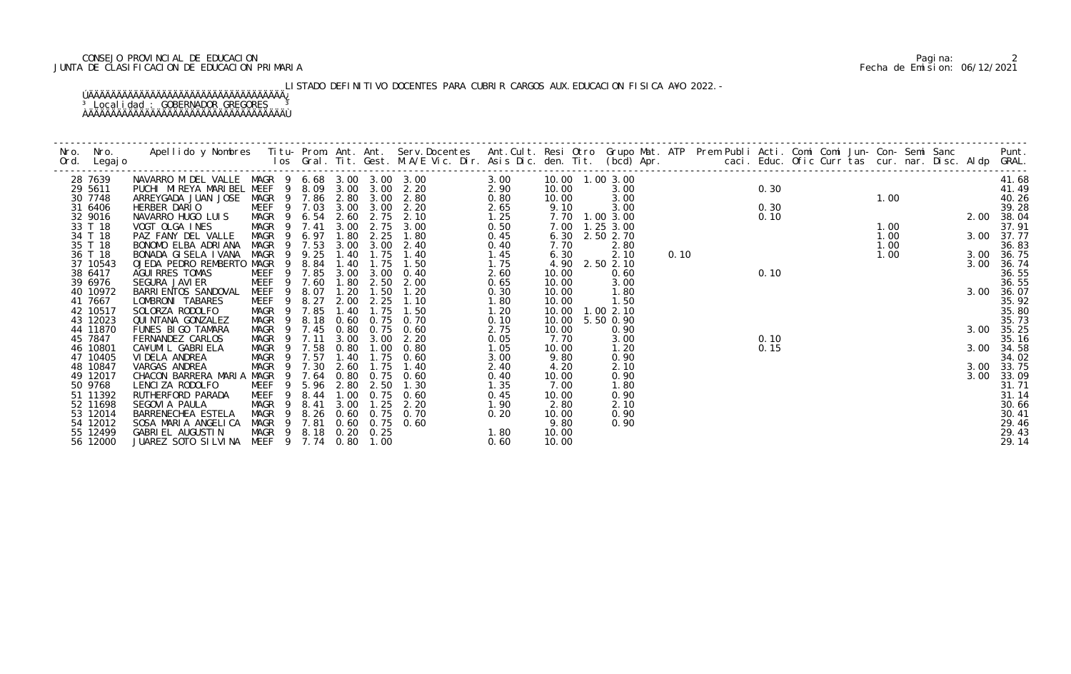CONSEJO PROVINCIAL DE EDUCACION
JUNTA DE CLASIFICACION DE EDUCACION PRIMARIA

LISTADO DEFINITIVO DOCENTES PARA CUBRIR CARGOS AUX.EDUCACION FISICA A¥O 2022.-

Localidad : GOBERNADOR GREGORES

| Nro. Ord. | Nro. Legajo | Apellido y Nombres | Titu-los | Prom. Gral. | Ant. Tit. | Ant. Gest. | Serv.Docentes M.A/E Vic. Dir. | Ant.Cult. Asis Dic. | Resi den. | Otro Tit. | Grupo (bcd) | Mat. Apr. | ATP | Prem | Publi caci. | Acti. Educ. | Comi Ofic | Comi Curr | Jun- tas | Con- cur. | Semi nar. | Sanc Disc. | Aldp | Punt. GRAL. |
|---|---|---|---|---|---|---|---|---|---|---|---|---|---|---|---|---|---|---|---|---|---|---|---|---|
| 28 | 7639 | NAVARRO M DEL VALLE | MAGR 9 | 6.68 | 3.00 | 3.00 | 3.00 | 3.00 | 10.00 | 1.00 | 3.00 | | | | | | | | | | | | | 41.68 |
| 29 | 5611 | PUCHI MIREYA MARIBEL | MEEF 9 | 8.09 | 3.00 | 3.00 | 2.20 | 2.90 | 10.00 | | 3.00 | | | | | 0.30 | | | | | | | | 41.49 |
| 30 | 7748 | ARREYGADA JUAN JOSE | MAGR 9 | 7.86 | 2.80 | 3.00 | 2.80 | 0.80 | 10.00 | | 3.00 | | | | | | | | | 1.00 | | | | 40.26 |
| 31 | 6406 | HERBER DARIO | MEEF 9 | 7.03 | 3.00 | 3.00 | 2.20 | 2.65 | 9.10 | | 3.00 | | | | | 0.30 | | | | | | | | 39.28 |
| 32 | 9016 | NAVARRO HUGO LUIS | MAGR 9 | 6.54 | 2.60 | 2.75 | 2.10 | 1.25 | 7.70 | 1.00 | 3.00 | | | | | 0.10 | | | | | | | 2.00 | 38.04 |
| 33 | T 18 | VOGT OLGA INES | MAGR 9 | 7.41 | 3.00 | 2.75 | 3.00 | 0.50 | 7.00 | 1.25 | 3.00 | | | | | | | | | 1.00 | | | | 37.91 |
| 34 | T 18 | PAZ FANY DEL VALLE | MAGR 9 | 6.97 | 1.80 | 2.25 | 1.80 | 0.45 | 6.30 | 2.50 | 2.70 | | | | | | | | | 1.00 | | | 3.00 | 37.77 |
| 35 | T 18 | BONOMO ELBA ADRIANA | MAGR 9 | 7.53 | 3.00 | 3.00 | 2.40 | 0.40 | 7.70 | | 2.80 | | | | | | | | | 1.00 | | | | 36.83 |
| 36 | T 18 | BONADA GISELA IVANA | MAGR 9 | 9.25 | 1.40 | 1.75 | 1.40 | 1.45 | 6.30 | | 2.10 | 0.10 | | | | | | | | 1.00 | | | 3.00 | 36.75 |
| 37 | 10543 | OJEDA PEDRO REMBERTO | MAGR 9 | 8.84 | 1.40 | 1.75 | 1.50 | 1.75 | 4.90 | 2.50 | 2.10 | | | | | | | | | | | | 3.00 | 36.74 |
| 38 | 6417 | AGUIRRES TOMAS | MEEF 9 | 7.85 | 3.00 | 3.00 | 0.40 | 2.60 | 10.00 | | 0.60 | | | | | 0.10 | | | | | | | | 36.55 |
| 39 | 6976 | SEGURA JAVIER | MEEF 9 | 7.60 | 1.80 | 2.50 | 2.00 | 0.65 | 10.00 | | 3.00 | | | | | | | | | | | | | 36.55 |
| 40 | 10972 | BARRIENTOS SANDOVAL | MEEF 9 | 8.07 | 1.20 | 1.50 | 1.20 | 0.30 | 10.00 | | 1.80 | | | | | | | | | | | | 3.00 | 36.07 |
| 41 | 7667 | LOMBRONI TABARES | MEEF 9 | 8.27 | 2.00 | 2.25 | 1.10 | 1.80 | 10.00 | | 1.50 | | | | | | | | | | | | | 35.92 |
| 42 | 10517 | SOLORZA RODOLFO | MAGR 9 | 7.85 | 1.40 | 1.75 | 1.50 | 1.20 | 10.00 | 1.00 | 2.10 | | | | | | | | | | | | | 35.80 |
| 43 | 12023 | QUINTANA GONZALEZ | MAGR 9 | 8.18 | 0.60 | 0.75 | 0.70 | 0.10 | 10.00 | 5.50 | 0.90 | | | | | | | | | | | | | 35.73 |
| 44 | 11870 | FUNES BIGO TAMARA | MAGR 9 | 7.45 | 0.80 | 0.75 | 0.60 | 2.75 | 10.00 | | 0.90 | | | | | | | | | | | | 3.00 | 35.25 |
| 45 | 7847 | FERNANDEZ CARLOS | MAGR 9 | 7.11 | 3.00 | 3.00 | 2.20 | 0.05 | 7.70 | | 3.00 | | | | | 0.10 | | | | | | | | 35.16 |
| 46 | 10801 | CA¥UMIL GABRIELA | MAGR 9 | 7.58 | 0.80 | 1.00 | 0.80 | 1.05 | 10.00 | | 1.20 | | | | | 0.15 | | | | | | | 3.00 | 34.58 |
| 47 | 10405 | VIDELA ANDREA | MAGR 9 | 7.57 | 1.40 | 1.75 | 0.60 | 3.00 | 9.80 | | 0.90 | | | | | | | | | | | | | 34.02 |
| 48 | 10847 | VARGAS ANDREA | MAGR 9 | 7.30 | 2.60 | 1.75 | 1.40 | 2.40 | 4.20 | | 2.10 | | | | | | | | | | | | 3.00 | 33.75 |
| 49 | 12017 | CHACON BARRERA MARIA | MAGR 9 | 7.64 | 0.80 | 0.75 | 0.60 | 0.40 | 10.00 | | 0.90 | | | | | | | | | | | | 3.00 | 33.09 |
| 50 | 9768 | LENCIZA RODOLFO | MEEF 9 | 5.96 | 2.80 | 2.50 | 1.30 | 1.35 | 7.00 | | 1.80 | | | | | | | | | | | | | 31.71 |
| 51 | 11392 | RUTHERFORD PARADA | MEEF 9 | 8.44 | 1.00 | 0.75 | 0.60 | 0.45 | 10.00 | | 0.90 | | | | | | | | | | | | | 31.14 |
| 52 | 11698 | SEGOVIA PAULA | MAGR 9 | 8.41 | 3.00 | 1.25 | 2.20 | 1.90 | 2.80 | | 2.10 | | | | | | | | | | | | | 30.66 |
| 53 | 12014 | BARRENECHEA ESTELA | MAGR 9 | 8.26 | 0.60 | 0.75 | 0.70 | 0.20 | 10.00 | | 0.90 | | | | | | | | | | | | | 30.41 |
| 54 | 12012 | SOSA MARIA ANGELICA | MAGR 9 | 7.81 | 0.60 | 0.75 | 0.60 | | 9.80 | | 0.90 | | | | | | | | | | | | | 29.46 |
| 55 | 12499 | GABRIEL AUGUSTIN | MAGR 9 | 8.18 | 0.20 | 0.25 | | 1.80 | 10.00 | | | | | | | | | | | | | | | 29.43 |
| 56 | 12000 | JUAREZ SOTO SILVINA | MEEF 9 | 7.74 | 0.80 | 1.00 | | 0.60 | 10.00 | | | | | | | | | | | | | | | 29.14 |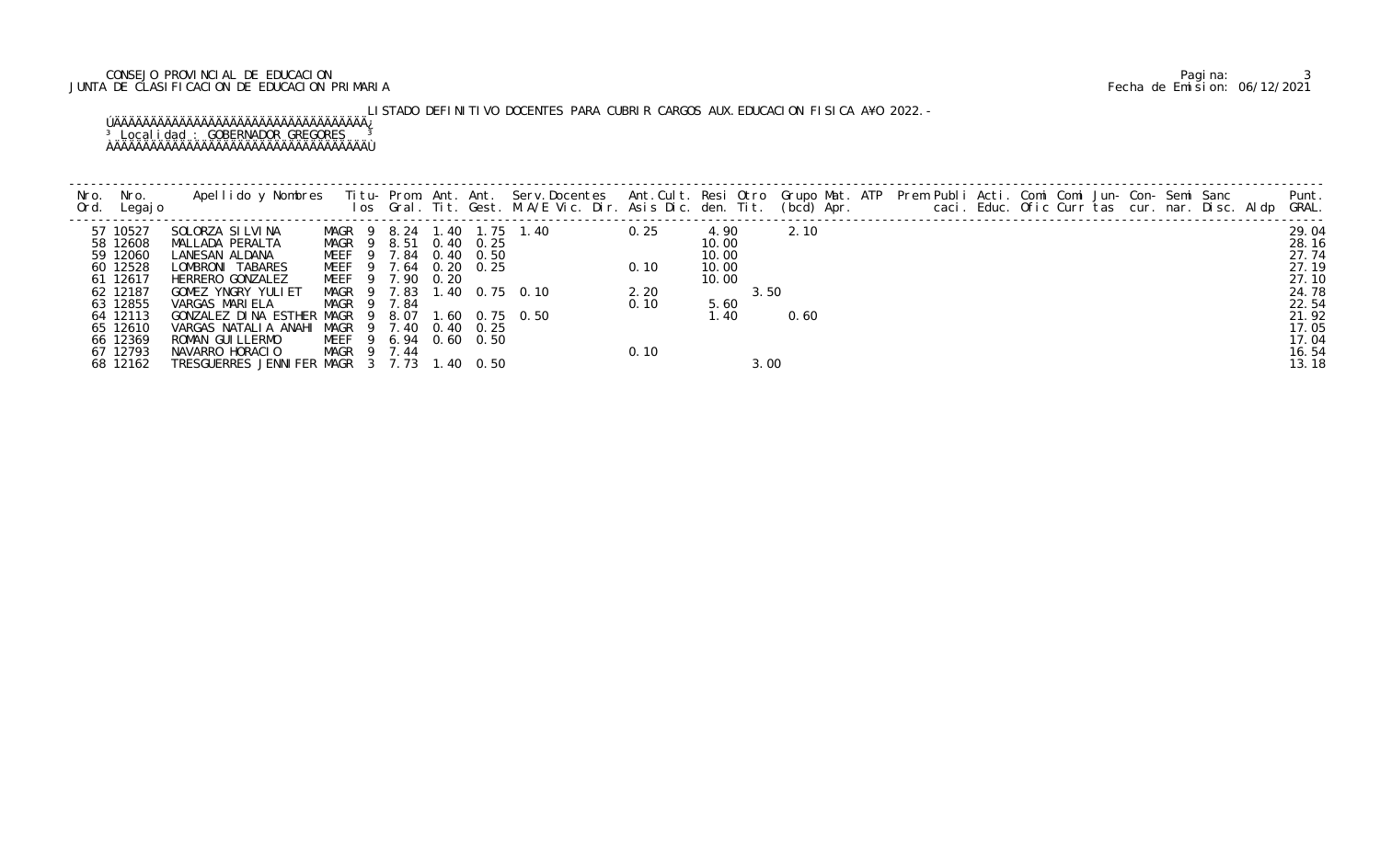CONSEJO PROVINCIAL DE EDUCACION
JUNTA DE CLASIFICACION DE EDUCACION PRIMARIA

Pagina: 3
Fecha de Emision: 06/12/2021

LISTADO DEFINITIVO DOCENTES PARA CUBRIR CARGOS AUX.EDUCACION FISICA A¥O 2022.-

³ Localidad : GOBERNADOR GREGORES ³

| Nro. Ord. | Nro. Legajo | Apellido y Nombres | Titu- los | Prom. Gral. | Ant. Tit. | Ant. Gest. | Serv.Docentes M.A/E Vic. Dir. | Ant.Cult. Asis Dic. | Resi den. | Otro Tit. | Grupo Mat. (bcd) Apr. | ATP | Prem caci. | Publi Educ. | Acti. Ofic | Comi Curr | Comi tas | Jun- cur. | Con- nar. | Semi Disc. | Sanc Aldp | Punt. GRAL. |
|---|---|---|---|---|---|---|---|---|---|---|---|---|---|---|---|---|---|---|---|---|---|---|
| 57 | 10527 | SOLORZA SILVINA | MAGR 9 | 8.24 | 1.40 | 1.75 | 1.40 | 0.25 | 4.90 | | 2.10 | | | | | | | | | | | 29.04 |
| 58 | 12608 | MALLADA PERALTA | MAGR 9 | 8.51 | 0.40 | 0.25 | | | 10.00 | | | | | | | | | | | | | 28.16 |
| 59 | 12060 | LANESAN ALDANA | MEEF 9 | 7.84 | 0.40 | 0.50 | | | 10.00 | | | | | | | | | | | | | 27.74 |
| 60 | 12528 | LOMBRONI TABARES | MEEF 9 | 7.64 | 0.20 | 0.25 | | 0.10 | 10.00 | | | | | | | | | | | | | 27.19 |
| 61 | 12617 | HERRERO GONZALEZ | MEEF 9 | 7.90 | 0.20 | | | | 10.00 | | | | | | | | | | | | | 27.10 |
| 62 | 12187 | GOMEZ YNGRY YULIET | MAGR 9 | 7.83 | 1.40 | 0.75 | 0.10 | 2.20 | | 3.50 | | | | | | | | | | | | 24.78 |
| 63 | 12855 | VARGAS MARIELA | MAGR 9 | 7.84 | | | | 0.10 | 5.60 | | | | | | | | | | | | | 22.54 |
| 64 | 12113 | GONZALEZ DINA ESTHER | MAGR 9 | 8.07 | 1.60 | 0.75 | 0.50 | | 1.40 | | 0.60 | | | | | | | | | | | 21.92 |
| 65 | 12610 | VARGAS NATALIA ANAHI | MAGR 9 | 7.40 | 0.40 | 0.25 | | | | | | | | | | | | | | | | 17.05 |
| 66 | 12369 | ROMAN GUILLERMO | MEEF 9 | 6.94 | 0.60 | 0.50 | | | | | | | | | | | | | | | | 17.04 |
| 67 | 12793 | NAVARRO HORACIO | MAGR 9 | 7.44 | | | | 0.10 | | | | | | | | | | | | | | 16.54 |
| 68 | 12162 | TRESGUERRES JENNIFER | MAGR 3 | 7.73 | 1.40 | 0.50 | | | | 3.00 | | | | | | | | | | | | 13.18 |